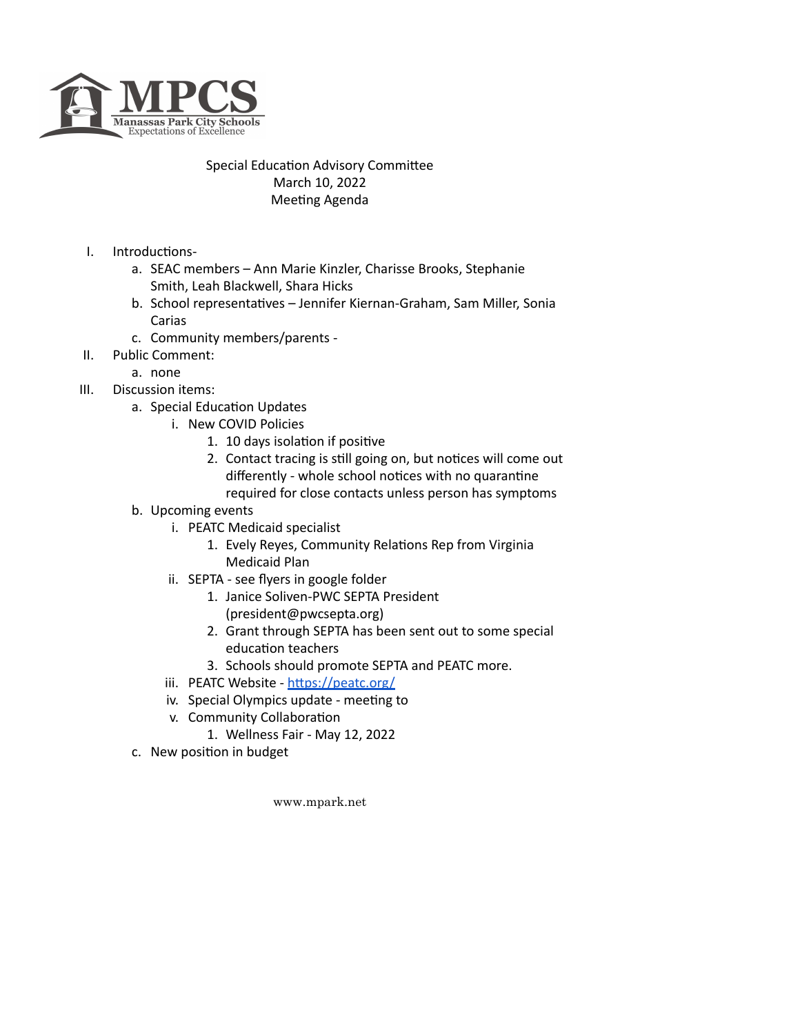MPCS
Manassas Park City Schools
Expectations of Excellence

Special Education Advisory Committee
March 10, 2022
Meeting Agenda

I. Introductions-
    a. SEAC members – Ann Marie Kinzler, Charisse Brooks, Stephanie Smith, Leah Blackwell, Shara Hicks
    b. School representatives – Jennifer Kiernan-Graham, Sam Miller, Sonia Carias
    c. Community members/parents -
II. Public Comment:
    a. none
III. Discussion items:
    a. Special Education Updates
        i. New COVID Policies
            1. 10 days isolation if positive
            2. Contact tracing is still going on, but notices will come out differently - whole school notices with no quarantine required for close contacts unless person has symptoms
    b. Upcoming events
        i. PEATC Medicaid specialist
            1. Evely Reyes, Community Relations Rep from Virginia Medicaid Plan
        ii. SEPTA - see flyers in google folder
            1. Janice Soliven-PWC SEPTA President (president@pwcsepta.org)
            2. Grant through SEPTA has been sent out to some special education teachers
            3. Schools should promote SEPTA and PEATC more.
        iii. PEATC Website - https://peatc.org/
        iv. Special Olympics update - meeting to
        v. Community Collaboration
            1. Wellness Fair - May 12, 2022
    c. New position in budget

www.mpark.net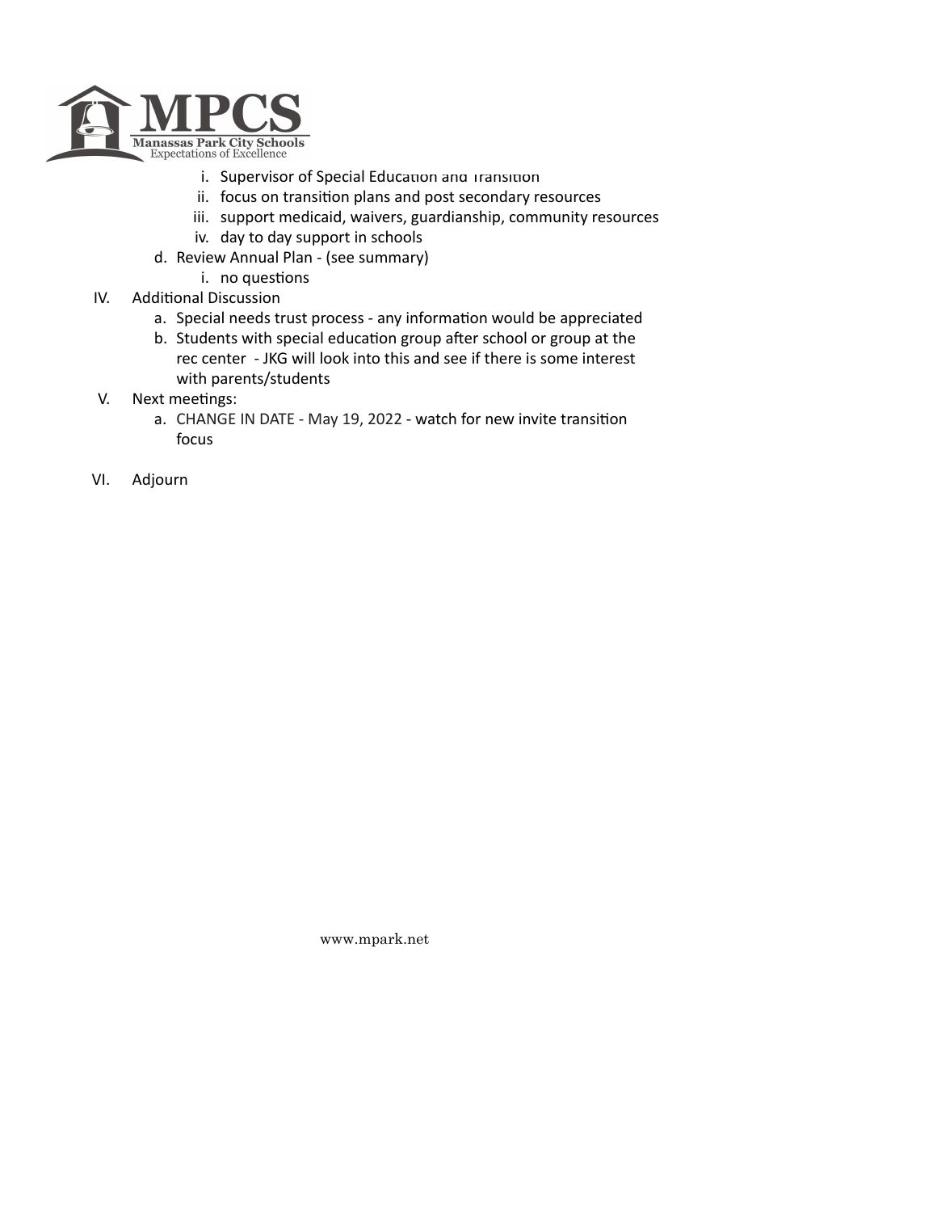i. Supervisor of Special Education and Transition
   ii. focus on transition plans and post secondary resources
   iii. support medicaid, waivers, guardianship, community resources
   iv. day to day support in schools
  d. Review Annual Plan - (see summary)
   i. no questions

IV. Additional Discussion
  a. Special needs trust process - any information would be appreciated
  b. Students with special education group after school or group at the rec center - JKG will look into this and see if there is some interest with parents/students

V. Next meetings:
  a. CHANGE IN DATE - May 19, 2022 - watch for new invite transition focus

VI. Adjourn